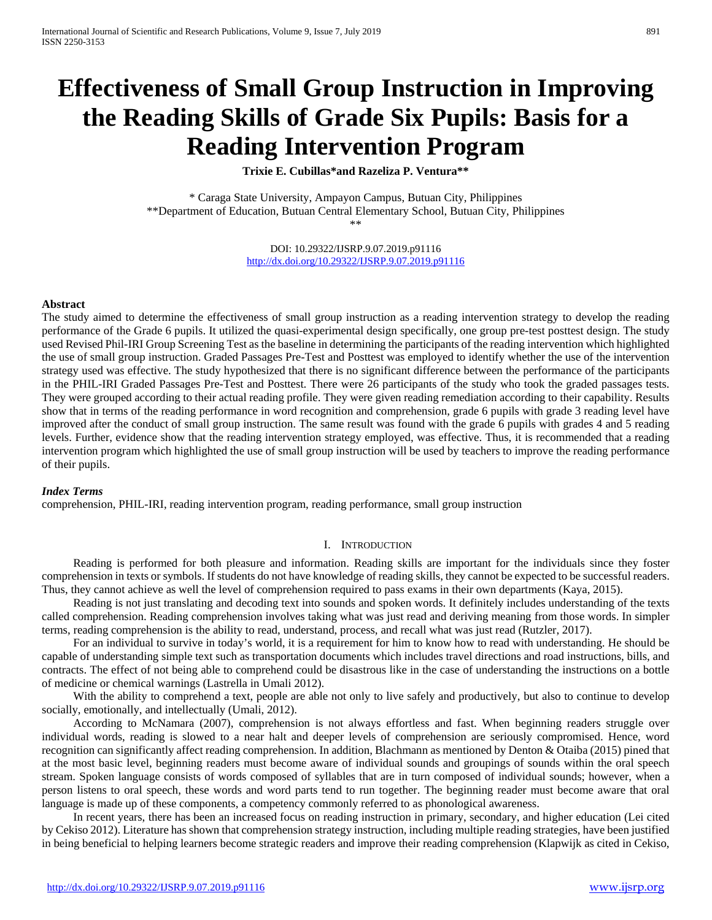# Effectiveness of Small Group Instruction in Improving the Reading Skills of Grade Six Pupils: Basis for a Reading Intervention Program

**Trixie E. Cubillas\*and Razeliza P. Ventura\*\***

\* Caraga State University, Ampayon Campus, Butuan City, Philippines
\*\*Department of Education, Butuan Central Elementary School, Butuan City, Philippines
\*\*

DOI: 10.29322/IJSRP.9.07.2019.p91116
http://dx.doi.org/10.29322/IJSRP.9.07.2019.p91116

### Abstract

The study aimed to determine the effectiveness of small group instruction as a reading intervention strategy to develop the reading performance of the Grade 6 pupils. It utilized the quasi-experimental design specifically, one group pre-test posttest design. The study used Revised Phil-IRI Group Screening Test as the baseline in determining the participants of the reading intervention which highlighted the use of small group instruction. Graded Passages Pre-Test and Posttest was employed to identify whether the use of the intervention strategy used was effective. The study hypothesized that there is no significant difference between the performance of the participants in the PHIL-IRI Graded Passages Pre-Test and Posttest. There were 26 participants of the study who took the graded passages tests. They were grouped according to their actual reading profile. They were given reading remediation according to their capability. Results show that in terms of the reading performance in word recognition and comprehension, grade 6 pupils with grade 3 reading level have improved after the conduct of small group instruction. The same result was found with the grade 6 pupils with grades 4 and 5 reading levels. Further, evidence show that the reading intervention strategy employed, was effective. Thus, it is recommended that a reading intervention program which highlighted the use of small group instruction will be used by teachers to improve the reading performance of their pupils.

***Index Terms***

comprehension, PHIL-IRI, reading intervention program, reading performance, small group instruction

## I. Introduction

Reading is performed for both pleasure and information. Reading skills are important for the individuals since they foster comprehension in texts or symbols. If students do not have knowledge of reading skills, they cannot be expected to be successful readers. Thus, they cannot achieve as well the level of comprehension required to pass exams in their own departments (Kaya, 2015).

Reading is not just translating and decoding text into sounds and spoken words. It definitely includes understanding of the texts called comprehension. Reading comprehension involves taking what was just read and deriving meaning from those words. In simpler terms, reading comprehension is the ability to read, understand, process, and recall what was just read (Rutzler, 2017).

For an individual to survive in today's world, it is a requirement for him to know how to read with understanding. He should be capable of understanding simple text such as transportation documents which includes travel directions and road instructions, bills, and contracts. The effect of not being able to comprehend could be disastrous like in the case of understanding the instructions on a bottle of medicine or chemical warnings (Lastrella in Umali 2012).

With the ability to comprehend a text, people are able not only to live safely and productively, but also to continue to develop socially, emotionally, and intellectually (Umali, 2012).

According to McNamara (2007), comprehension is not always effortless and fast. When beginning readers struggle over individual words, reading is slowed to a near halt and deeper levels of comprehension are seriously compromised. Hence, word recognition can significantly affect reading comprehension. In addition, Blachmann as mentioned by Denton & Otaiba (2015) pined that at the most basic level, beginning readers must become aware of individual sounds and groupings of sounds within the oral speech stream. Spoken language consists of words composed of syllables that are in turn composed of individual sounds; however, when a person listens to oral speech, these words and word parts tend to run together. The beginning reader must become aware that oral language is made up of these components, a competency commonly referred to as phonological awareness.

In recent years, there has been an increased focus on reading instruction in primary, secondary, and higher education (Lei cited by Cekiso 2012). Literature has shown that comprehension strategy instruction, including multiple reading strategies, have been justified in being beneficial to helping learners become strategic readers and improve their reading comprehension (Klapwijk as cited in Cekiso,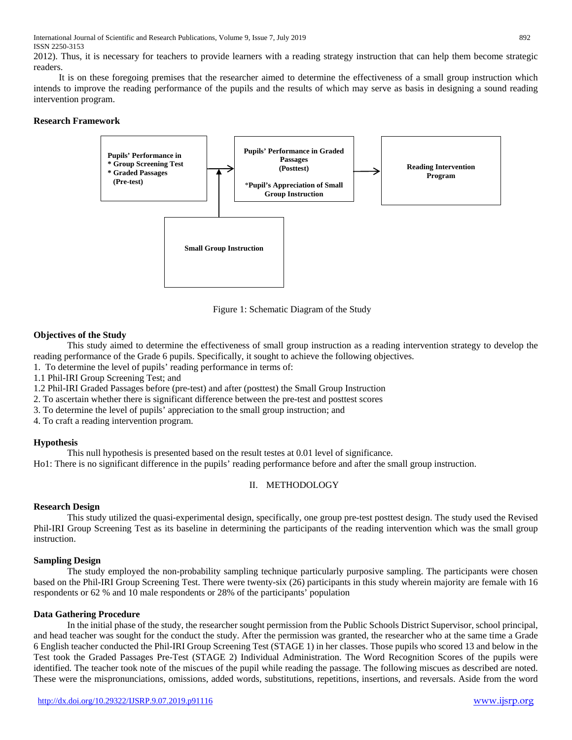2012). Thus, it is necessary for teachers to provide learners with a reading strategy instruction that can help them become strategic readers.

It is on these foregoing premises that the researcher aimed to determine the effectiveness of a small group instruction which intends to improve the reading performance of the pupils and the results of which may serve as basis in designing a sound reading intervention program.

**Research Framework**

**Pupils' Performance in**
**\* Group Screening Test**
**\* Graded Passages**
**(Pre-test)**

**Pupils' Performance in Graded Passages (Posttest)**

\***Pupil's Appreciation of Small Group Instruction**

**Reading Intervention Program**

**Small Group Instruction**

Figure 1: Schematic Diagram of the Study

**Objectives of the Study**

This study aimed to determine the effectiveness of small group instruction as a reading intervention strategy to develop the reading performance of the Grade 6 pupils. Specifically, it sought to achieve the following objectives.

1. To determine the level of pupils' reading performance in terms of:
1.1 Phil-IRI Group Screening Test; and
1.2 Phil-IRI Graded Passages before (pre-test) and after (posttest) the Small Group Instruction
2. To ascertain whether there is significant difference between the pre-test and posttest scores
3. To determine the level of pupils' appreciation to the small group instruction; and
4. To craft a reading intervention program.

**Hypothesis**

This null hypothesis is presented based on the result testes at 0.01 level of significance.

Ho1: There is no significant difference in the pupils' reading performance before and after the small group instruction.

## II. METHODOLOGY

**Research Design**

This study utilized the quasi-experimental design, specifically, one group pre-test posttest design. The study used the Revised Phil-IRI Group Screening Test as its baseline in determining the participants of the reading intervention which was the small group instruction.

**Sampling Design**

The study employed the non-probability sampling technique particularly purposive sampling. The participants were chosen based on the Phil-IRI Group Screening Test. There were twenty-six (26) participants in this study wherein majority are female with 16 respondents or 62 % and 10 male respondents or 28% of the participants' population

**Data Gathering Procedure**

In the initial phase of the study, the researcher sought permission from the Public Schools District Supervisor, school principal, and head teacher was sought for the conduct the study. After the permission was granted, the researcher who at the same time a Grade 6 English teacher conducted the Phil-IRI Group Screening Test (STAGE 1) in her classes. Those pupils who scored 13 and below in the Test took the Graded Passages Pre-Test (STAGE 2) Individual Administration. The Word Recognition Scores of the pupils were identified. The teacher took note of the miscues of the pupil while reading the passage. The following miscues as described are noted. These were the mispronunciations, omissions, added words, substitutions, repetitions, insertions, and reversals. Aside from the word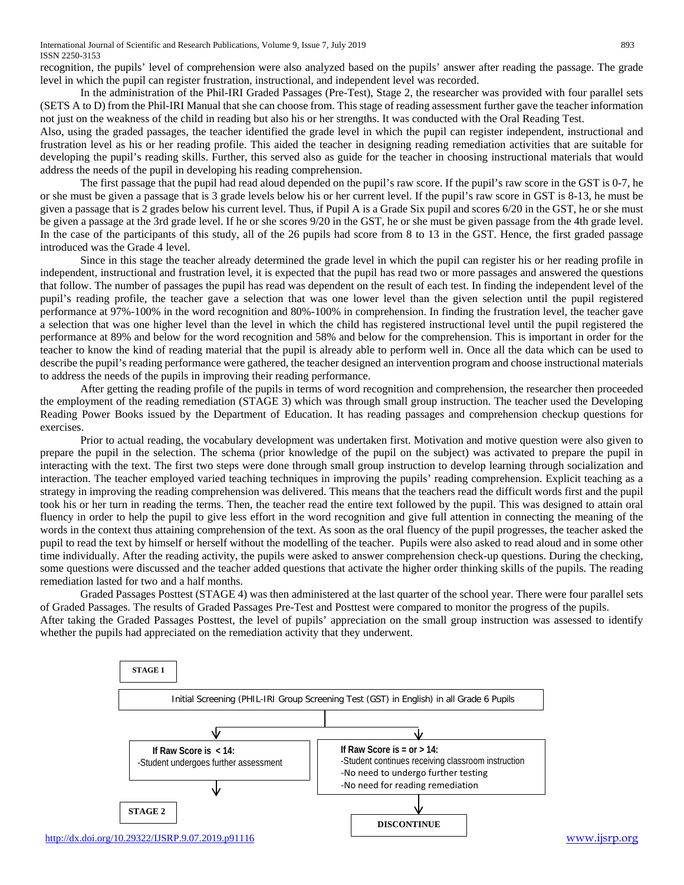recognition, the pupils' level of comprehension were also analyzed based on the pupils' answer after reading the passage. The grade level in which the pupil can register frustration, instructional, and independent level was recorded.

In the administration of the Phil-IRI Graded Passages (Pre-Test), Stage 2, the researcher was provided with four parallel sets (SETS A to D) from the Phil-IRI Manual that she can choose from. This stage of reading assessment further gave the teacher information not just on the weakness of the child in reading but also his or her strengths. It was conducted with the Oral Reading Test.

Also, using the graded passages, the teacher identified the grade level in which the pupil can register independent, instructional and frustration level as his or her reading profile. This aided the teacher in designing reading remediation activities that are suitable for developing the pupil's reading skills. Further, this served also as guide for the teacher in choosing instructional materials that would address the needs of the pupil in developing his reading comprehension.

The first passage that the pupil had read aloud depended on the pupil's raw score. If the pupil's raw score in the GST is 0-7, he or she must be given a passage that is 3 grade levels below his or her current level. If the pupil's raw score in GST is 8-13, he must be given a passage that is 2 grades below his current level. Thus, if Pupil A is a Grade Six pupil and scores 6/20 in the GST, he or she must be given a passage at the 3rd grade level. If he or she scores 9/20 in the GST, he or she must be given passage from the 4th grade level. In the case of the participants of this study, all of the 26 pupils had score from 8 to 13 in the GST. Hence, the first graded passage introduced was the Grade 4 level.

Since in this stage the teacher already determined the grade level in which the pupil can register his or her reading profile in independent, instructional and frustration level, it is expected that the pupil has read two or more passages and answered the questions that follow. The number of passages the pupil has read was dependent on the result of each test. In finding the independent level of the pupil's reading profile, the teacher gave a selection that was one lower level than the given selection until the pupil registered performance at 97%-100% in the word recognition and 80%-100% in comprehension. In finding the frustration level, the teacher gave a selection that was one higher level than the level in which the child has registered instructional level until the pupil registered the performance at 89% and below for the word recognition and 58% and below for the comprehension. This is important in order for the teacher to know the kind of reading material that the pupil is already able to perform well in. Once all the data which can be used to describe the pupil's reading performance were gathered, the teacher designed an intervention program and choose instructional materials to address the needs of the pupils in improving their reading performance.

After getting the reading profile of the pupils in terms of word recognition and comprehension, the researcher then proceeded the employment of the reading remediation (STAGE 3) which was through small group instruction. The teacher used the Developing Reading Power Books issued by the Department of Education. It has reading passages and comprehension checkup questions for exercises.

Prior to actual reading, the vocabulary development was undertaken first. Motivation and motive question were also given to prepare the pupil in the selection. The schema (prior knowledge of the pupil on the subject) was activated to prepare the pupil in interacting with the text. The first two steps were done through small group instruction to develop learning through socialization and interaction. The teacher employed varied teaching techniques in improving the pupils' reading comprehension. Explicit teaching as a strategy in improving the reading comprehension was delivered. This means that the teachers read the difficult words first and the pupil took his or her turn in reading the terms. Then, the teacher read the entire text followed by the pupil. This was designed to attain oral fluency in order to help the pupil to give less effort in the word recognition and give full attention in connecting the meaning of the words in the context thus attaining comprehension of the text. As soon as the oral fluency of the pupil progresses, the teacher asked the pupil to read the text by himself or herself without the modelling of the teacher. Pupils were also asked to read aloud and in some other time individually. After the reading activity, the pupils were asked to answer comprehension check-up questions. During the checking, some questions were discussed and the teacher added questions that activate the higher order thinking skills of the pupils. The reading remediation lasted for two and a half months.

Graded Passages Posttest (STAGE 4) was then administered at the last quarter of the school year. There were four parallel sets of Graded Passages. The results of Graded Passages Pre-Test and Posttest were compared to monitor the progress of the pupils.

After taking the Graded Passages Posttest, the level of pupils' appreciation on the small group instruction was assessed to identify whether the pupils had appreciated on the remediation activity that they underwent.

**STAGE 1**

Initial Screening (PHIL-IRI Group Screening Test (GST) in English) in all Grade 6 Pupils

**If Raw Score is < 14:**
-Student undergoes further assessment

**If Raw Score is = or > 14:**
-Student continues receiving classroom instruction
-No need to undergo further testing
-No need for reading remediation

**STAGE 2**

**DISCONTINUE**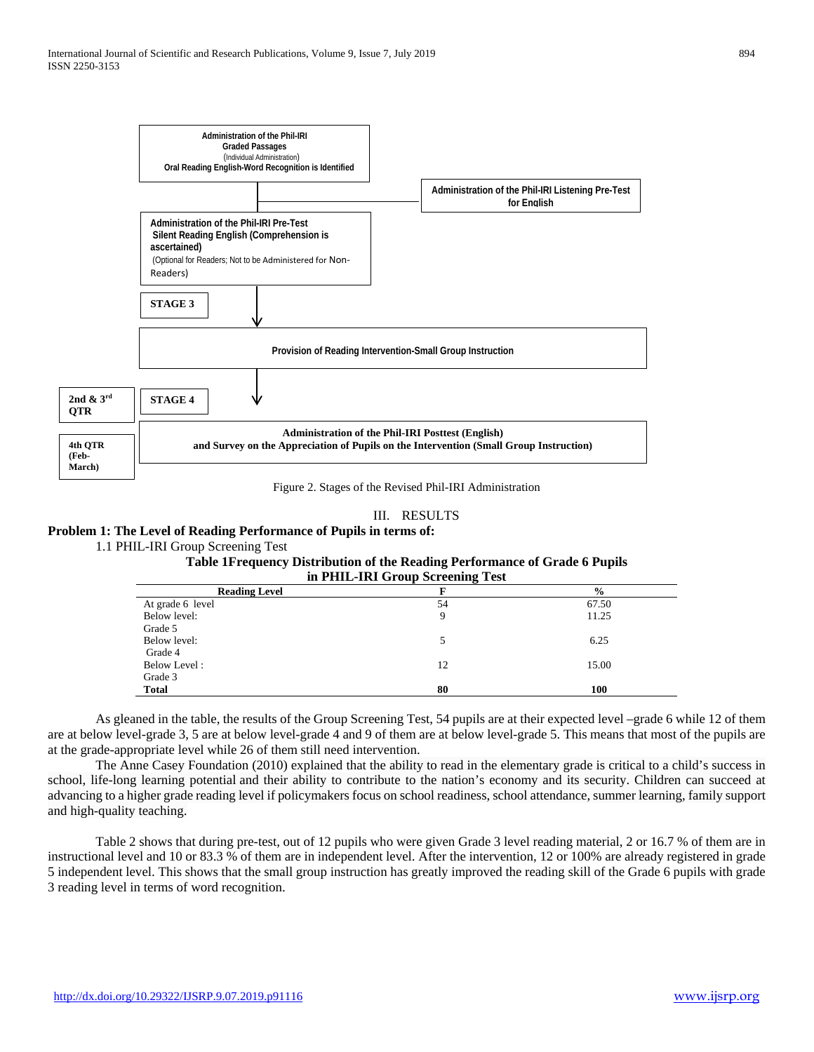Administration of the Phil-IRI Graded Passages
(Individual Administration)
Oral Reading English-Word Recognition is Identified

Administration of the Phil-IRI Listening Pre-Test for English

Administration of the Phil-IRI Pre-Test Silent Reading English (Comprehension is ascertained)
(Optional for Readers; Not to be Administered for Non-Readers)

**STAGE 3**

Provision of Reading Intervention-Small Group Instruction

**2nd & 3rd QTR**

**STAGE 4**

**4th QTR (Feb-March)**

**Administration of the Phil-IRI Posttest (English) and Survey on the Appreciation of Pupils on the Intervention (Small Group Instruction)**

Figure 2. Stages of the Revised Phil-IRI Administration

## III. RESULTS

### Problem 1: The Level of Reading Performance of Pupils in terms of:

1.1 PHIL-IRI Group Screening Test

**Table 1Frequency Distribution of the Reading Performance of Grade 6 Pupils in PHIL-IRI Group Screening Test**

| Reading Level | F | % |
|---|---|---|
| At grade 6 level | 54 | 67.50 |
| Below level: Grade 5 | 9 | 11.25 |
| Below level: Grade 4 | 5 | 6.25 |
| Below Level : Grade 3 | 12 | 15.00 |
| **Total** | **80** | **100** |

As gleaned in the table, the results of the Group Screening Test, 54 pupils are at their expected level –grade 6 while 12 of them are at below level-grade 3, 5 are at below level-grade 4 and 9 of them are at below level-grade 5. This means that most of the pupils are at the grade-appropriate level while 26 of them still need intervention.

The Anne Casey Foundation (2010) explained that the ability to read in the elementary grade is critical to a child's success in school, life-long learning potential and their ability to contribute to the nation's economy and its security. Children can succeed at advancing to a higher grade reading level if policymakers focus on school readiness, school attendance, summer learning, family support and high-quality teaching.

Table 2 shows that during pre-test, out of 12 pupils who were given Grade 3 level reading material, 2 or 16.7 % of them are in instructional level and 10 or 83.3 % of them are in independent level. After the intervention, 12 or 100% are already registered in grade 5 independent level. This shows that the small group instruction has greatly improved the reading skill of the Grade 6 pupils with grade 3 reading level in terms of word recognition.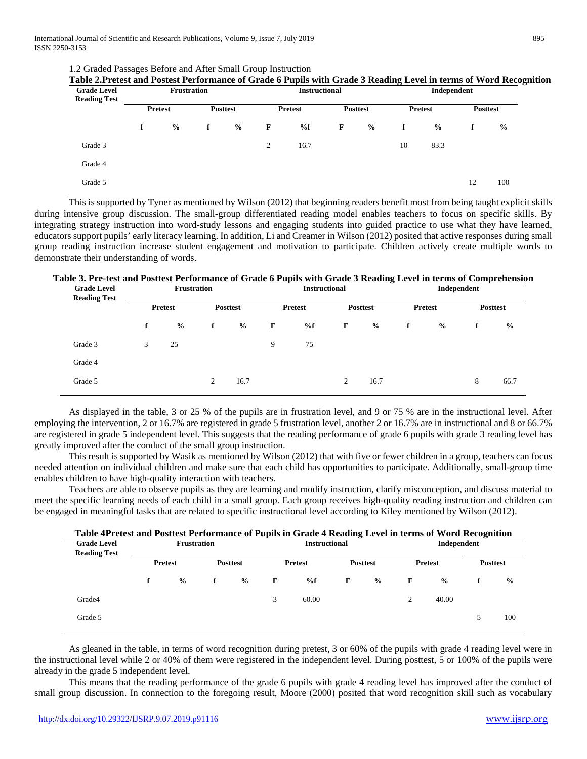1.2 Graded Passages Before and After Small Group Instruction

**Table 2.Pretest and Postest Performance of Grade 6 Pupils with Grade 3 Reading Level in terms of Word Recognition**

| Grade Level Reading Test | Frustration | | | | Instructional | | | | Independent | | | |
|---|---|---|---|---|---|---|---|---|---|---|---|---|
| | Pretest | | Posttest | | Pretest | | Posttest | | Pretest | | Posttest | |
| | f | % | f | % | F | %f | F | % | f | % | f | % |
| Grade 3 | | | | | 2 | 16.7 | | | 10 | 83.3 | | |
| Grade 4 | | | | | | | | | | | | |
| Grade 5 | | | | | | | | | | | 12 | 100 |

This is supported by Tyner as mentioned by Wilson (2012) that beginning readers benefit most from being taught explicit skills during intensive group discussion. The small-group differentiated reading model enables teachers to focus on specific skills. By integrating strategy instruction into word-study lessons and engaging students into guided practice to use what they have learned, educators support pupils' early literacy learning. In addition, Li and Creamer in Wilson (2012) posited that active responses during small group reading instruction increase student engagement and motivation to participate. Children actively create multiple words to demonstrate their understanding of words.

**Table 3. Pre-test and Posttest Performance of Grade 6 Pupils with Grade 3 Reading Level in terms of Comprehension**

| Grade Level Reading Test | Frustration | | | | Instructional | | | | Independent | | | |
|---|---|---|---|---|---|---|---|---|---|---|---|---|
| | Pretest | | Posttest | | Pretest | | Posttest | | Pretest | | Posttest | |
| | f | % | f | % | F | %f | F | % | f | % | f | % |
| Grade 3 | 3 | 25 | | | 9 | 75 | | | | | | |
| Grade 4 | | | | | | | | | | | | |
| Grade 5 | | | 2 | 16.7 | | | 2 | 16.7 | | | 8 | 66.7 |

As displayed in the table, 3 or 25 % of the pupils are in frustration level, and 9 or 75 % are in the instructional level. After employing the intervention, 2 or 16.7% are registered in grade 5 frustration level, another 2 or 16.7% are in instructional and 8 or 66.7% are registered in grade 5 independent level. This suggests that the reading performance of grade 6 pupils with grade 3 reading level has greatly improved after the conduct of the small group instruction.

This result is supported by Wasik as mentioned by Wilson (2012) that with five or fewer children in a group, teachers can focus needed attention on individual children and make sure that each child has opportunities to participate. Additionally, small-group time enables children to have high-quality interaction with teachers.

Teachers are able to observe pupils as they are learning and modify instruction, clarify misconception, and discuss material to meet the specific learning needs of each child in a small group. Each group receives high-quality reading instruction and children can be engaged in meaningful tasks that are related to specific instructional level according to Kiley mentioned by Wilson (2012).

**Table 4Pretest and Posttest Performance of Pupils in Grade 4 Reading Level in terms of Word Recognition**

| Grade Level Reading Test | Frustration | | | | Instructional | | | | Independent | | | |
|---|---|---|---|---|---|---|---|---|---|---|---|---|
| | Pretest | | Posttest | | Pretest | | Posttest | | Pretest | | Posttest | |
| | f | % | f | % | F | %f | F | % | F | % | f | % |
| Grade4 | | | | | 3 | 60.00 | | | 2 | 40.00 | | |
| Grade 5 | | | | | | | | | | | 5 | 100 |

As gleaned in the table, in terms of word recognition during pretest, 3 or 60% of the pupils with grade 4 reading level were in the instructional level while 2 or 40% of them were registered in the independent level. During posttest, 5 or 100% of the pupils were already in the grade 5 independent level.

This means that the reading performance of the grade 6 pupils with grade 4 reading level has improved after the conduct of small group discussion. In connection to the foregoing result, Moore (2000) posited that word recognition skill such as vocabulary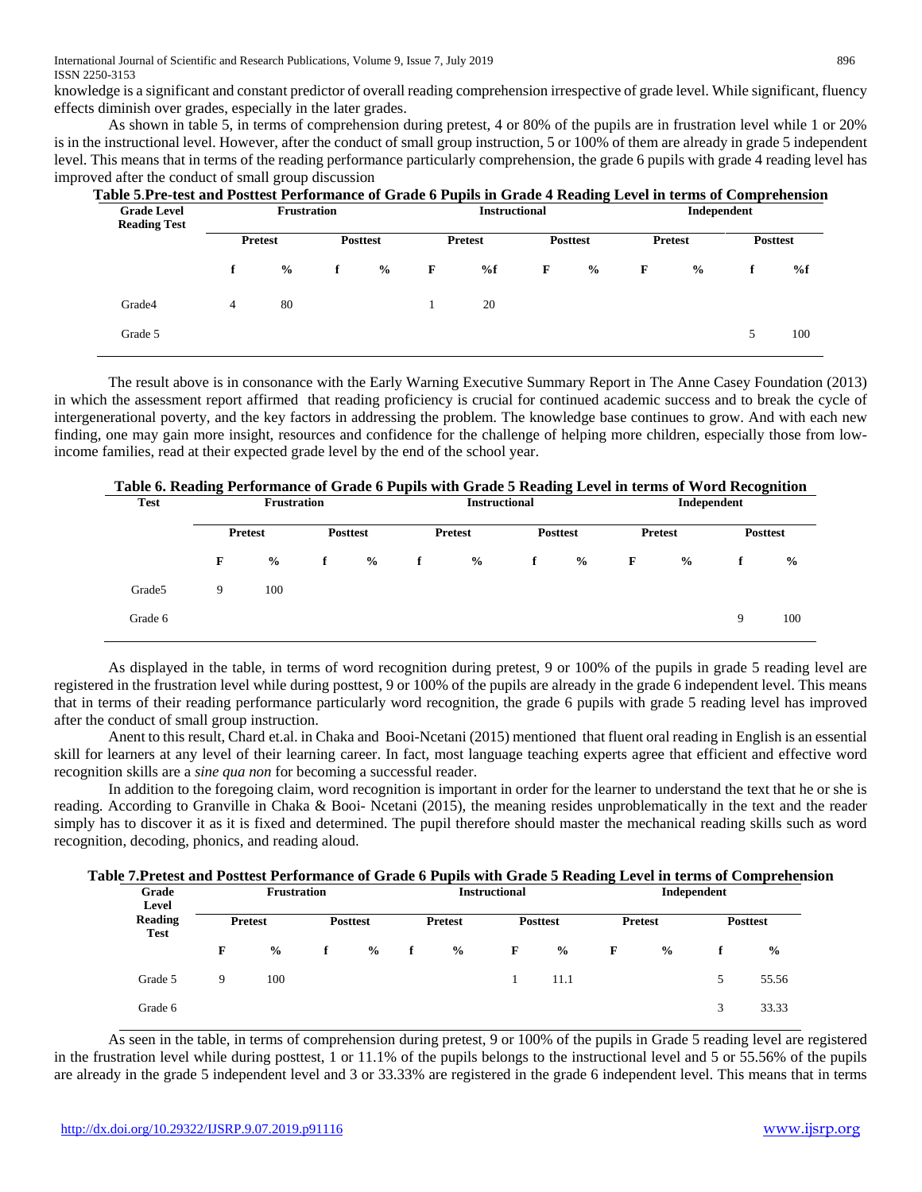knowledge is a significant and constant predictor of overall reading comprehension irrespective of grade level. While significant, fluency effects diminish over grades, especially in the later grades.

As shown in table 5, in terms of comprehension during pretest, 4 or 80% of the pupils are in frustration level while 1 or 20% is in the instructional level. However, after the conduct of small group instruction, 5 or 100% of them are already in grade 5 independent level. This means that in terms of the reading performance particularly comprehension, the grade 6 pupils with grade 4 reading level has improved after the conduct of small group discussion

**Table 5.Pre-test and Posttest Performance of Grade 6 Pupils in Grade 4 Reading Level in terms of Comprehension**

| Grade Level Reading Test | Frustration | | | | Instructional | | | | Independent | | | |
|---|---|---|---|---|---|---|---|---|---|---|---|---|
| | Pretest | | Posttest | | Pretest | | Posttest | | Pretest | | Posttest | |
| | f | % | f | % | F | %f | F | % | F | % | f | %f |
| Grade4 | 4 | 80 | | | 1 | 20 | | | | | | |
| Grade 5 | | | | | | | | | | | 5 | 100 |

The result above is in consonance with the Early Warning Executive Summary Report in The Anne Casey Foundation (2013) in which the assessment report affirmed that reading proficiency is crucial for continued academic success and to break the cycle of intergenerational poverty, and the key factors in addressing the problem. The knowledge base continues to grow. And with each new finding, one may gain more insight, resources and confidence for the challenge of helping more children, especially those from low-income families, read at their expected grade level by the end of the school year.

**Table 6. Reading Performance of Grade 6 Pupils with Grade 5 Reading Level in terms of Word Recognition**

| Test | Frustration | | | | Instructional | | | | Independent | | | |
|---|---|---|---|---|---|---|---|---|---|---|---|---|
| | Pretest | | Posttest | | Pretest | | Posttest | | Pretest | | Posttest | |
| | F | % | f | % | f | % | f | % | F | % | f | % |
| Grade5 | 9 | 100 | | | | | | | | | | |
| Grade 6 | | | | | | | | | | | 9 | 100 |

As displayed in the table, in terms of word recognition during pretest, 9 or 100% of the pupils in grade 5 reading level are registered in the frustration level while during posttest, 9 or 100% of the pupils are already in the grade 6 independent level. This means that in terms of their reading performance particularly word recognition, the grade 6 pupils with grade 5 reading level has improved after the conduct of small group instruction.

Anent to this result, Chard et.al. in Chaka and Booi-Ncetani (2015) mentioned that fluent oral reading in English is an essential skill for learners at any level of their learning career. In fact, most language teaching experts agree that efficient and effective word recognition skills are a *sine qua non* for becoming a successful reader.

In addition to the foregoing claim, word recognition is important in order for the learner to understand the text that he or she is reading. According to Granville in Chaka & Booi- Ncetani (2015), the meaning resides unproblematically in the text and the reader simply has to discover it as it is fixed and determined. The pupil therefore should master the mechanical reading skills such as word recognition, decoding, phonics, and reading aloud.

**Table 7.Pretest and Posttest Performance of Grade 6 Pupils with Grade 5 Reading Level in terms of Comprehension**

| Grade Level Reading Test | Frustration | | | | Instructional | | | | Independent | | | |
|---|---|---|---|---|---|---|---|---|---|---|---|---|
| | Pretest | | Posttest | | Pretest | | Posttest | | Pretest | | Posttest | |
| | F | % | f | % | f | % | F | % | F | % | f | % |
| Grade 5 | 9 | 100 | | | | | 1 | 11.1 | | | 5 | 55.56 |
| Grade 6 | | | | | | | | | | | 3 | 33.33 |

As seen in the table, in terms of comprehension during pretest, 9 or 100% of the pupils in Grade 5 reading level are registered in the frustration level while during posttest, 1 or 11.1% of the pupils belongs to the instructional level and 5 or 55.56% of the pupils are already in the grade 5 independent level and 3 or 33.33% are registered in the grade 6 independent level. This means that in terms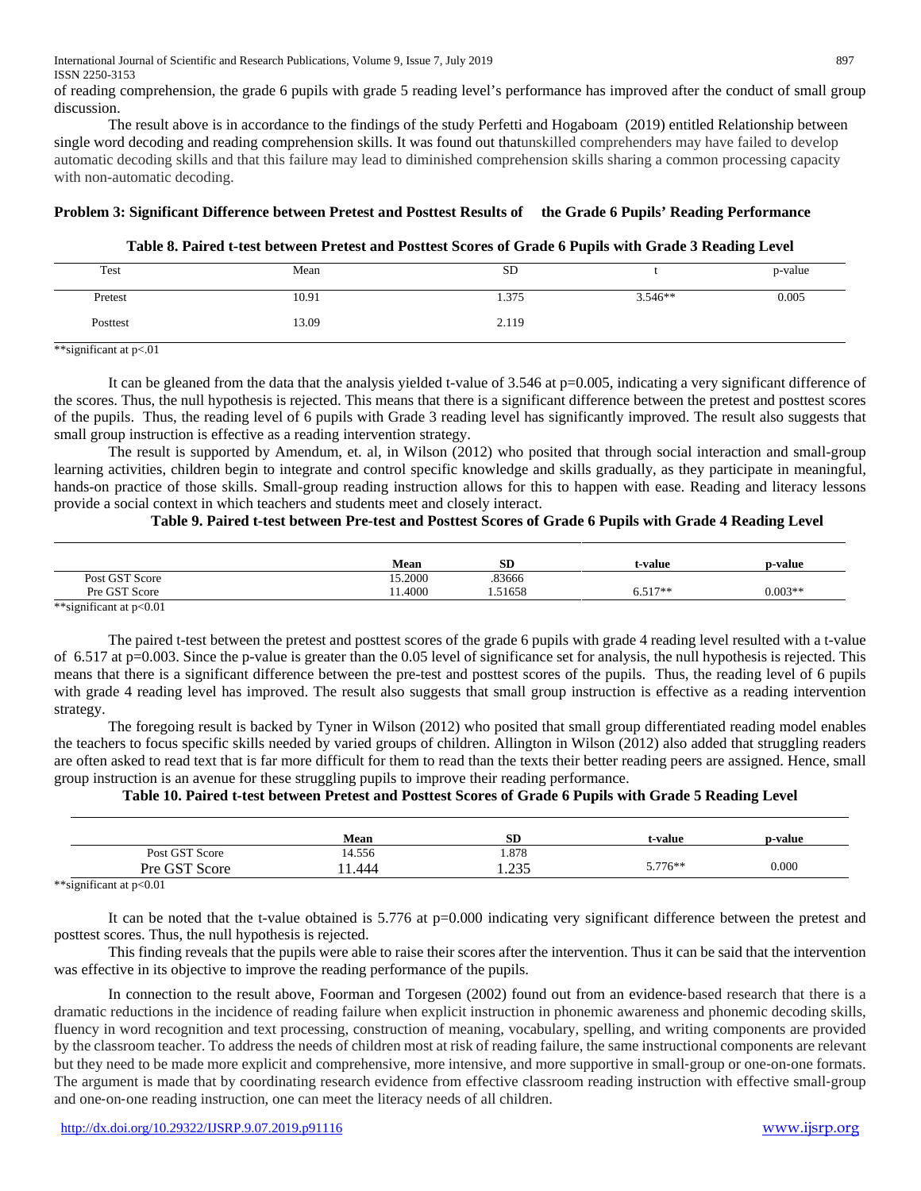of reading comprehension, the grade 6 pupils with grade 5 reading level's performance has improved after the conduct of small group discussion.

The result above is in accordance to the findings of the study Perfetti and Hogaboam (2019) entitled Relationship between single word decoding and reading comprehension skills. It was found out thatunskilled comprehenders may have failed to develop automatic decoding skills and that this failure may lead to diminished comprehension skills sharing a common processing capacity with non-automatic decoding.

**Problem 3: Significant Difference between Pretest and Posttest Results of the Grade 6 Pupils' Reading Performance**

**Table 8. Paired t-test between Pretest and Posttest Scores of Grade 6 Pupils with Grade 3 Reading Level**

| Test | Mean | SD | t | p-value |
|---|---|---|---|---|
| Pretest | 10.91 | 1.375 | 3.546** | 0.005 |
| Posttest | 13.09 | 2.119 | | |

**significant at p<.01

It can be gleaned from the data that the analysis yielded t-value of 3.546 at p=0.005, indicating a very significant difference of the scores. Thus, the null hypothesis is rejected. This means that there is a significant difference between the pretest and posttest scores of the pupils. Thus, the reading level of 6 pupils with Grade 3 reading level has significantly improved. The result also suggests that small group instruction is effective as a reading intervention strategy.

The result is supported by Amendum, et. al, in Wilson (2012) who posited that through social interaction and small-group learning activities, children begin to integrate and control specific knowledge and skills gradually, as they participate in meaningful, hands-on practice of those skills. Small-group reading instruction allows for this to happen with ease. Reading and literacy lessons provide a social context in which teachers and students meet and closely interact.

**Table 9. Paired t-test between Pre-test and Posttest Scores of Grade 6 Pupils with Grade 4 Reading Level**

| | Mean | SD | t-value | p-value |
|---|---|---|---|---|
| Post GST Score | 15.2000 | .83666 | | |
| Pre GST Score | 11.4000 | 1.51658 | 6.517** | 0.003** |

**significant at p<0.01

The paired t-test between the pretest and posttest scores of the grade 6 pupils with grade 4 reading level resulted with a t-value of 6.517 at p=0.003. Since the p-value is greater than the 0.05 level of significance set for analysis, the null hypothesis is rejected. This means that there is a significant difference between the pre-test and posttest scores of the pupils. Thus, the reading level of 6 pupils with grade 4 reading level has improved. The result also suggests that small group instruction is effective as a reading intervention strategy.

The foregoing result is backed by Tyner in Wilson (2012) who posited that small group differentiated reading model enables the teachers to focus specific skills needed by varied groups of children. Allington in Wilson (2012) also added that struggling readers are often asked to read text that is far more difficult for them to read than the texts their better reading peers are assigned. Hence, small group instruction is an avenue for these struggling pupils to improve their reading performance.

**Table 10. Paired t-test between Pretest and Posttest Scores of Grade 6 Pupils with Grade 5 Reading Level**

| | Mean | SD | t-value | p-value |
|---|---|---|---|---|
| Post GST Score | 14.556 | 1.878 | | |
| Pre GST Score | 11.444 | 1.235 | 5.776** | 0.000 |

**significant at p<0.01

It can be noted that the t-value obtained is 5.776 at p=0.000 indicating very significant difference between the pretest and posttest scores. Thus, the null hypothesis is rejected.

This finding reveals that the pupils were able to raise their scores after the intervention. Thus it can be said that the intervention was effective in its objective to improve the reading performance of the pupils.

In connection to the result above, Foorman and Torgesen (2002) found out from an evidence-based research that there is a dramatic reductions in the incidence of reading failure when explicit instruction in phonemic awareness and phonemic decoding skills, fluency in word recognition and text processing, construction of meaning, vocabulary, spelling, and writing components are provided by the classroom teacher. To address the needs of children most at risk of reading failure, the same instructional components are relevant but they need to be made more explicit and comprehensive, more intensive, and more supportive in small-group or one-on-one formats. The argument is made that by coordinating research evidence from effective classroom reading instruction with effective small-group and one-on-one reading instruction, one can meet the literacy needs of all children.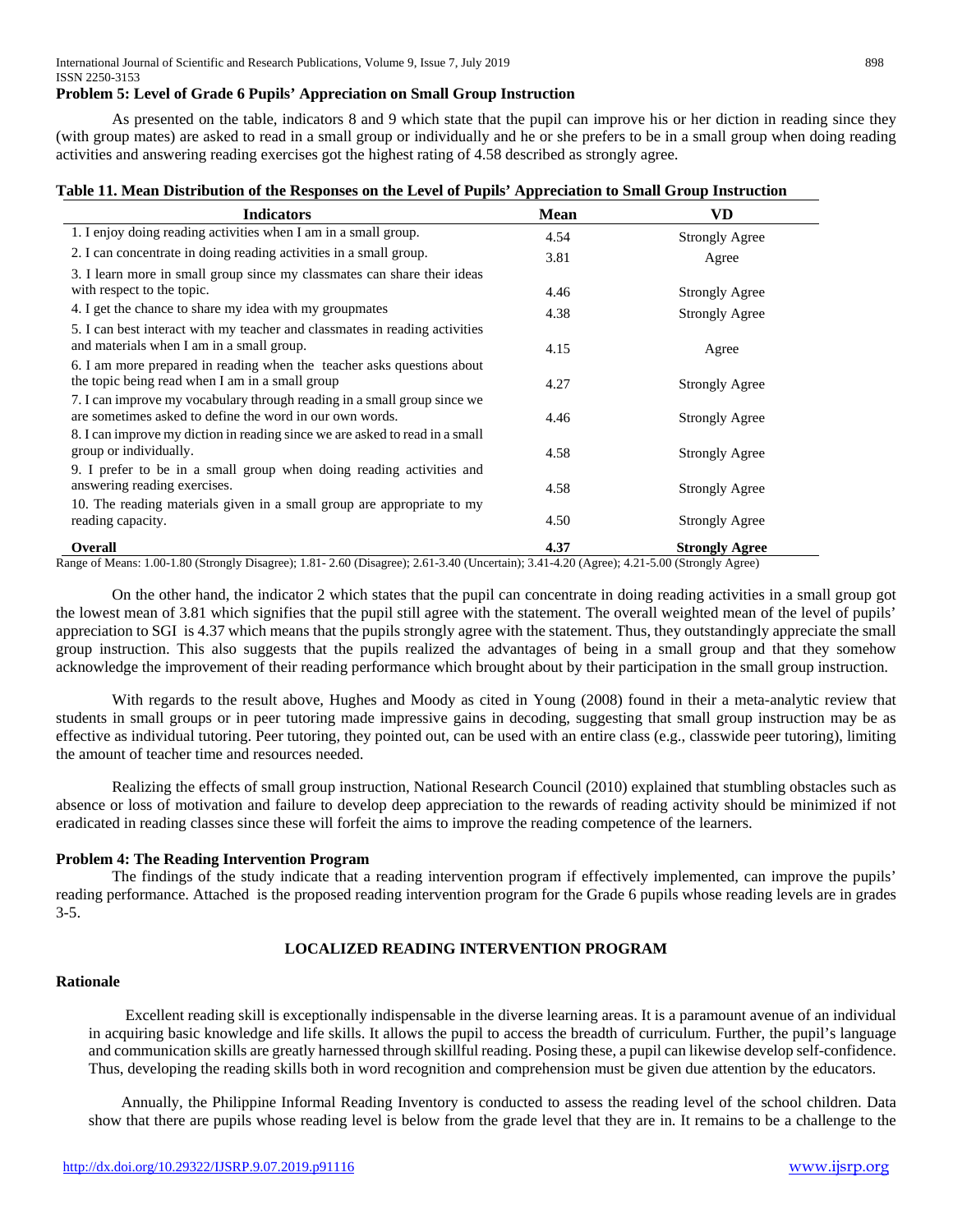**Problem 5: Level of Grade 6 Pupils' Appreciation on Small Group Instruction**

As presented on the table, indicators 8 and 9 which state that the pupil can improve his or her diction in reading since they (with group mates) are asked to read in a small group or individually and he or she prefers to be in a small group when doing reading activities and answering reading exercises got the highest rating of 4.58 described as strongly agree.

**Table 11. Mean Distribution of the Responses on the Level of Pupils' Appreciation to Small Group Instruction**

| Indicators | Mean | VD |
|---|---|---|
| 1. I enjoy doing reading activities when I am in a small group. | 4.54 | Strongly Agree |
| 2. I can concentrate in doing reading activities in a small group. | 3.81 | Agree |
| 3. I learn more in small group since my classmates can share their ideas with respect to the topic. | 4.46 | Strongly Agree |
| 4. I get the chance to share my idea with my groupmates | 4.38 | Strongly Agree |
| 5. I can best interact with my teacher and classmates in reading activities and materials when I am in a small group. | 4.15 | Agree |
| 6. I am more prepared in reading when the teacher asks questions about the topic being read when I am in a small group | 4.27 | Strongly Agree |
| 7. I can improve my vocabulary through reading in a small group since we are sometimes asked to define the word in our own words. | 4.46 | Strongly Agree |
| 8. I can improve my diction in reading since we are asked to read in a small group or individually. | 4.58 | Strongly Agree |
| 9. I prefer to be in a small group when doing reading activities and answering reading exercises. | 4.58 | Strongly Agree |
| 10. The reading materials given in a small group are appropriate to my reading capacity. | 4.50 | Strongly Agree |
| **Overall** | **4.37** | **Strongly Agree** |

Range of Means: 1.00-1.80 (Strongly Disagree); 1.81- 2.60 (Disagree); 2.61-3.40 (Uncertain); 3.41-4.20 (Agree); 4.21-5.00 (Strongly Agree)

On the other hand, the indicator 2 which states that the pupil can concentrate in doing reading activities in a small group got the lowest mean of 3.81 which signifies that the pupil still agree with the statement. The overall weighted mean of the level of pupils' appreciation to SGI is 4.37 which means that the pupils strongly agree with the statement. Thus, they outstandingly appreciate the small group instruction. This also suggests that the pupils realized the advantages of being in a small group and that they somehow acknowledge the improvement of their reading performance which brought about by their participation in the small group instruction.

With regards to the result above, Hughes and Moody as cited in Young (2008) found in their a meta-analytic review that students in small groups or in peer tutoring made impressive gains in decoding, suggesting that small group instruction may be as effective as individual tutoring. Peer tutoring, they pointed out, can be used with an entire class (e.g., classwide peer tutoring), limiting the amount of teacher time and resources needed.

Realizing the effects of small group instruction, National Research Council (2010) explained that stumbling obstacles such as absence or loss of motivation and failure to develop deep appreciation to the rewards of reading activity should be minimized if not eradicated in reading classes since these will forfeit the aims to improve the reading competence of the learners.

**Problem 4: The Reading Intervention Program**

The findings of the study indicate that a reading intervention program if effectively implemented, can improve the pupils' reading performance. Attached is the proposed reading intervention program for the Grade 6 pupils whose reading levels are in grades 3-5.

**LOCALIZED READING INTERVENTION PROGRAM**

**Rationale**

Excellent reading skill is exceptionally indispensable in the diverse learning areas. It is a paramount avenue of an individual in acquiring basic knowledge and life skills. It allows the pupil to access the breadth of curriculum. Further, the pupil's language and communication skills are greatly harnessed through skillful reading. Posing these, a pupil can likewise develop self-confidence. Thus, developing the reading skills both in word recognition and comprehension must be given due attention by the educators.

Annually, the Philippine Informal Reading Inventory is conducted to assess the reading level of the school children. Data show that there are pupils whose reading level is below from the grade level that they are in. It remains to be a challenge to the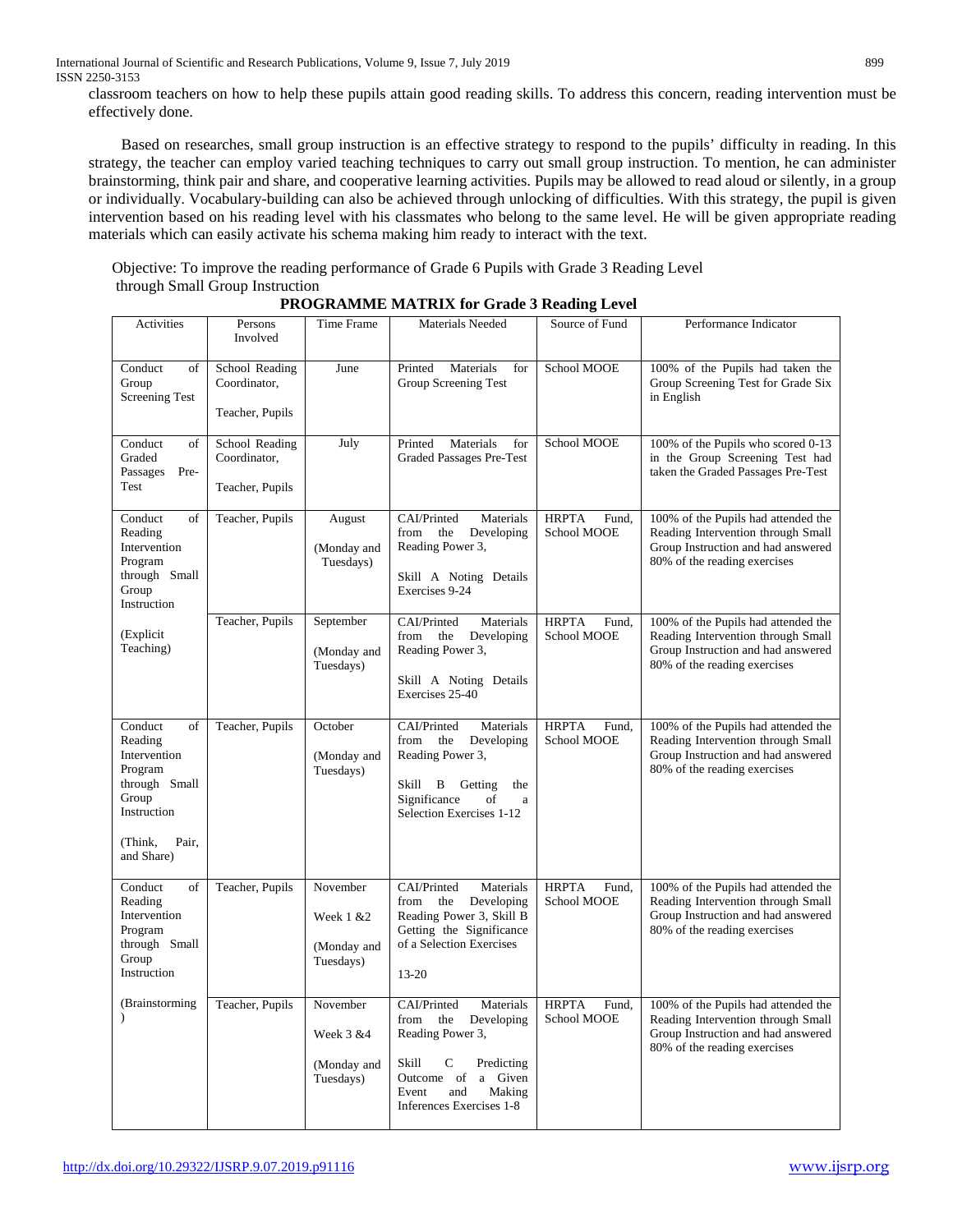classroom teachers on how to help these pupils attain good reading skills. To address this concern, reading intervention must be effectively done.

Based on researches, small group instruction is an effective strategy to respond to the pupils' difficulty in reading. In this strategy, the teacher can employ varied teaching techniques to carry out small group instruction. To mention, he can administer brainstorming, think pair and share, and cooperative learning activities. Pupils may be allowed to read aloud or silently, in a group or individually. Vocabulary-building can also be achieved through unlocking of difficulties. With this strategy, the pupil is given intervention based on his reading level with his classmates who belong to the same level. He will be given appropriate reading materials which can easily activate his schema making him ready to interact with the text.

Objective: To improve the reading performance of Grade 6 Pupils with Grade 3 Reading Level through Small Group Instruction

**PROGRAMME MATRIX for Grade 3 Reading Level**

| Activities | Persons Involved | Time Frame | Materials Needed | Source of Fund | Performance Indicator |
|---|---|---|---|---|---|
| Conduct of Group Screening Test | School Reading Coordinator, Teacher, Pupils | June | Printed Materials for Group Screening Test | School MOOE | 100% of the Pupils had taken the Group Screening Test for Grade Six in English |
| Conduct of Graded Passages Pre-Test | School Reading Coordinator, Teacher, Pupils | July | Printed Materials for Graded Passages Pre-Test | School MOOE | 100% of the Pupils who scored 0-13 in the Group Screening Test had taken the Graded Passages Pre-Test |
| Conduct of Reading Intervention Program through Small Group Instruction (Explicit Teaching) | Teacher, Pupils | August (Monday and Tuesdays) | CAI/Printed Materials from the Developing Reading Power 3, Skill A Noting Details Exercises 9-24 | HRPTA Fund, School MOOE | 100% of the Pupils had attended the Reading Intervention Program through Small Group Instruction and had answered 80% of the reading exercises |
| | Teacher, Pupils | September (Monday and Tuesdays) | CAI/Printed Materials from the Developing Reading Power 3, Skill A Noting Details Exercises 25-40 | HRPTA Fund, School MOOE | 100% of the Pupils had attended the Reading Intervention through Small Group Instruction and had answered 80% of the reading exercises |
| Conduct of Reading Intervention Program through Small Group Instruction (Think, Pair, and Share) | Teacher, Pupils | October (Monday and Tuesdays) | CAI/Printed Materials from the Developing Reading Power 3, Skill B Getting the Significance of a Selection Exercises 1-12 | HRPTA Fund, School MOOE | 100% of the Pupils had attended the Reading Intervention through Small Group Instruction and had answered 80% of the reading exercises |
| Conduct of Reading Intervention Program through Small Group Instruction (Brainstorming) | Teacher, Pupils | November Week 1 &2 (Monday and Tuesdays) | CAI/Printed Materials from the Developing Reading Power 3, Skill B Getting the Significance of a Selection Exercises 13-20 | HRPTA Fund, School MOOE | 100% of the Pupils had attended the Reading Intervention through Small Group Instruction and had answered 80% of the reading exercises |
| | Teacher, Pupils | November Week 3 &4 (Monday and Tuesdays) | CAI/Printed Materials from the Developing Reading Power 3, Skill C Predicting Outcome of a Given Event and Making Inferences Exercises 1-8 | HRPTA Fund, School MOOE | 100% of the Pupils had attended the Reading Intervention through Small Group Instruction and had answered 80% of the reading exercises |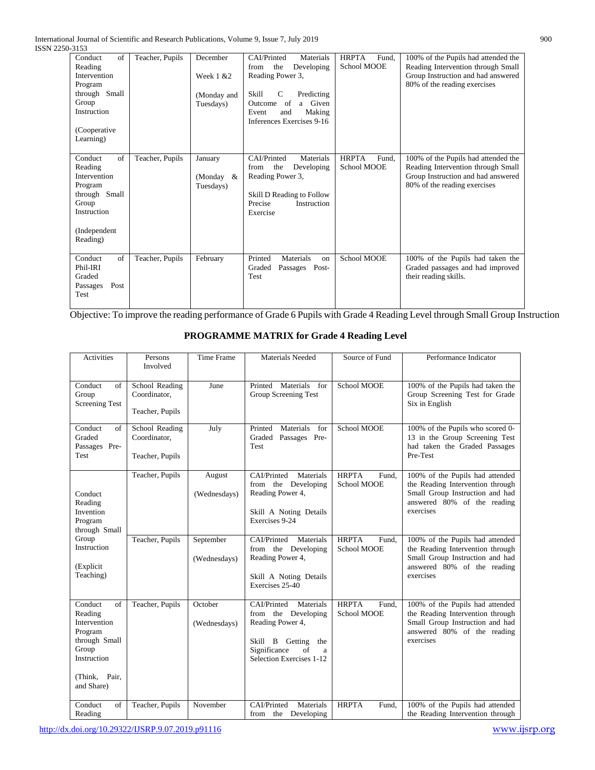| | | | | | |
|---|---|---|---|---|---|
| Conduct of Reading Intervention Program through Small Group Instruction<br><br>(Cooperative Learning) | Teacher, Pupils | December<br><br>Week 1 &2<br><br>(Monday and Tuesdays) | CAI/Printed Materials from the Developing Reading Power 3,<br><br>Skill C Predicting Outcome of a Given Event and Making Inferences Exercises 9-16 | HRPTA Fund, School MOOE | 100% of the Pupils had attended the Reading Intervention through Small Group Instruction and had answered 80% of the reading exercises |
| Conduct of Reading Intervention Program through Small Group Instruction<br><br>(Independent Reading) | Teacher, Pupils | January<br><br>(Monday & Tuesdays) | CAI/Printed Materials from the Developing Reading Power 3,<br><br>Skill D Reading to Follow Precise Instruction Exercise | HRPTA Fund, School MOOE | 100% of the Pupils had attended the Reading Intervention through Small Group Instruction and had answered 80% of the reading exercises |
| Conduct of Phil-IRI Graded Passages Post Test | Teacher, Pupils | February | Printed Materials on Graded Passages Post-Test | School MOOE | 100% of the Pupils had taken the Graded passages and had improved their reading skills. |

Objective: To improve the reading performance of Grade 6 Pupils with Grade 4 Reading Level through Small Group Instruction

**PROGRAMME MATRIX for Grade 4 Reading Level**

| Activities | Persons Involved | Time Frame | Materials Needed | Source of Fund | Performance Indicator |
|---|---|---|---|---|---|
| Conduct of Group Screening Test | School Reading Coordinator,<br><br>Teacher, Pupils | June | Printed Materials for Group Screening Test | School MOOE | 100% of the Pupils had taken the Group Screening Test for Grade Six in English |
| Conduct of Graded Passages Pre-Test | School Reading Coordinator,<br><br>Teacher, Pupils | July | Printed Materials for Graded Passages Pre-Test | School MOOE | 100% of the Pupils who scored 0-13 in the Group Screening Test had taken the Graded Passages Pre-Test |
| Conduct Reading Invention Program through Small Group Instruction<br><br>(Explicit Teaching) | Teacher, Pupils | August<br><br>(Wednesdays) | CAI/Printed Materials from the Developing Reading Power 4,<br><br>Skill A Noting Details Exercises 9-24 | HRPTA Fund, School MOOE | 100% of the Pupils had attended the Reading Intervention through Small Group Instruction and had answered 80% of the reading exercises |
| | Teacher, Pupils | September<br><br>(Wednesdays) | CAI/Printed Materials from the Developing Reading Power 4,<br><br>Skill A Noting Details Exercises 25-40 | HRPTA Fund, School MOOE | 100% of the Pupils had attended the Reading Intervention through Small Group Instruction and had answered 80% of the reading exercises |
| Conduct of Reading Intervention Program through Small Group Instruction<br><br>(Think, Pair, and Share) | Teacher, Pupils | October<br><br>(Wednesdays) | CAI/Printed Materials from the Developing Reading Power 4,<br><br>Skill B Getting the Significance of a Selection Exercises 1-12 | HRPTA Fund, School MOOE | 100% of the Pupils had attended the Reading Intervention through Small Group Instruction and had answered 80% of the reading exercises |
| Conduct of Reading | Teacher, Pupils | November | CAI/Printed Materials from the Developing | HRPTA Fund, | 100% of the Pupils had attended the Reading Intervention through |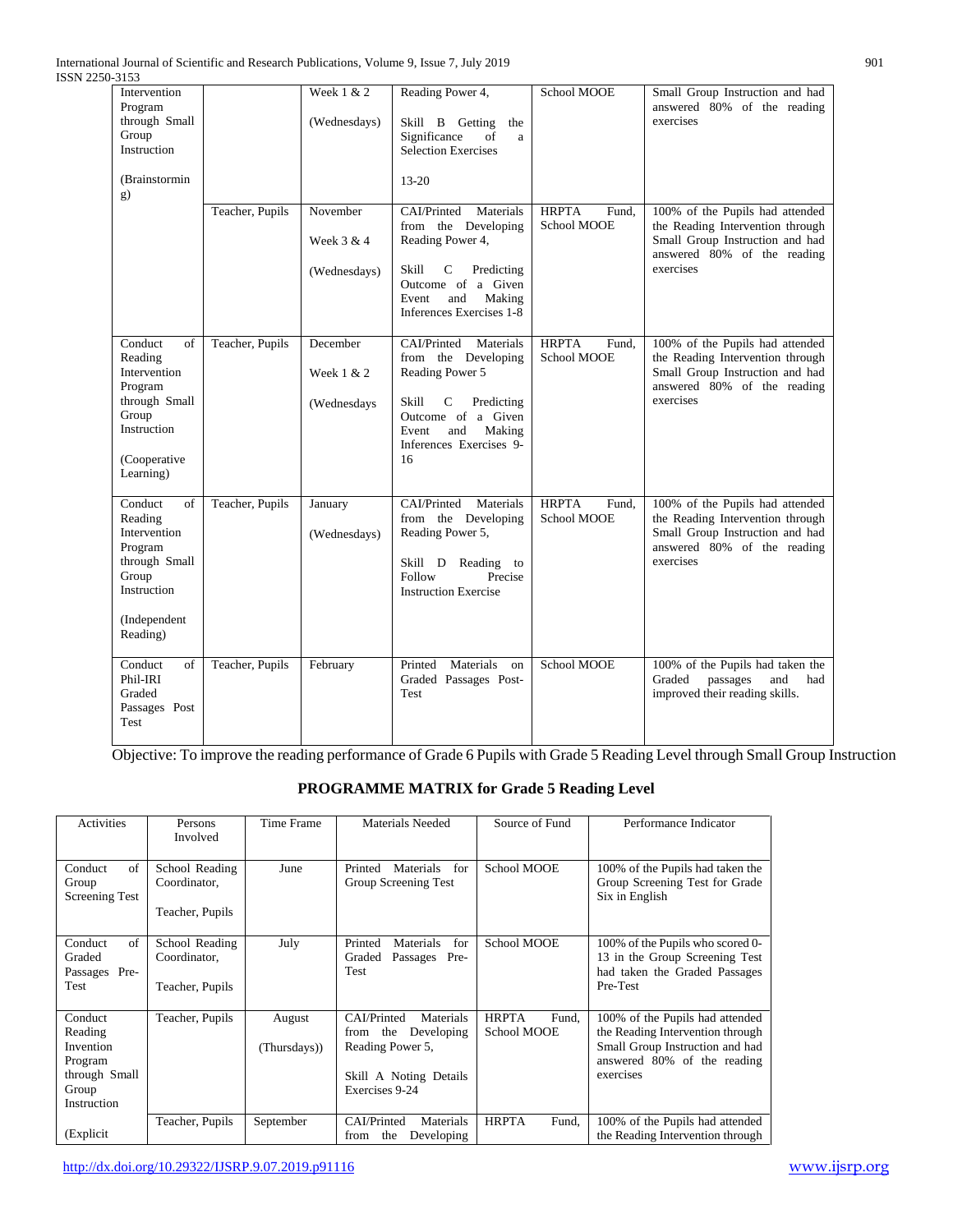| | | | | | |
|---|---|---|---|---|---|
| Intervention Program through Small Group Instruction<br><br>(Brainstorming) | | Week 1 & 2<br><br>(Wednesdays) | Reading Power 4,<br><br>Skill B Getting the Significance of a Selection Exercises<br><br>13-20 | School MOOE | Small Group Instruction and had answered 80% of the reading exercises |
| | Teacher, Pupils | November<br><br>Week 3 & 4<br><br>(Wednesdays) | CAI/Printed Materials from the Developing Reading Power 4,<br><br>Skill C Predicting Outcome of a Given Event and Making Inferences Exercises 1-8 | HRPTA Fund, School MOOE | 100% of the Pupils had attended the Reading Intervention through Small Group Instruction and had answered 80% of the reading exercises |
| Conduct of Reading Intervention Program through Small Group Instruction<br><br>(Cooperative Learning) | Teacher, Pupils | December<br><br>Week 1 & 2<br><br>(Wednesdays | CAI/Printed Materials from the Developing Reading Power 5<br><br>Skill C Predicting Outcome of a Given Event and Making Inferences Exercises 9-16 | HRPTA Fund, School MOOE | 100% of the Pupils had attended the Reading Intervention through Small Group Instruction and had answered 80% of the reading exercises |
| Conduct of Reading Intervention Program through Small Group Instruction<br><br>(Independent Reading) | Teacher, Pupils | January<br><br>(Wednesdays) | CAI/Printed Materials from the Developing Reading Power 5,<br><br>Skill D Reading to Follow Precise Instruction Exercise | HRPTA Fund, School MOOE | 100% of the Pupils had attended the Reading Intervention through Small Group Instruction and had answered 80% of the reading exercises |
| Conduct of Phil-IRI Graded Passages Post Test | Teacher, Pupils | February | Printed Materials on Graded Passages Post-Test | School MOOE | 100% of the Pupils had taken the Graded passages and had improved their reading skills. |

Objective: To improve the reading performance of Grade 6 Pupils with Grade 5 Reading Level through Small Group Instruction

## PROGRAMME MATRIX for Grade 5 Reading Level

| Activities | Persons Involved | Time Frame | Materials Needed | Source of Fund | Performance Indicator |
|---|---|---|---|---|---|
| Conduct of Group Screening Test | School Reading Coordinator,<br><br>Teacher, Pupils | June | Printed Materials for Group Screening Test | School MOOE | 100% of the Pupils had taken the Group Screening Test for Grade Six in English |
| Conduct of Graded Passages Pre-Test | School Reading Coordinator,<br><br>Teacher, Pupils | July | Printed Materials for Graded Passages Pre-Test | School MOOE | 100% of the Pupils who scored 0-13 in the Group Screening Test had taken the Graded Passages Pre-Test |
| Conduct Reading Invention Program through Small Group Instruction | Teacher, Pupils | August<br><br>(Thursdays)) | CAI/Printed Materials from the Developing Reading Power 5,<br><br>Skill A Noting Details Exercises 9-24 | HRPTA Fund, School MOOE | 100% of the Pupils had attended the Reading Intervention through Small Group Instruction and had answered 80% of the reading exercises |
| (Explicit | Teacher, Pupils | September | CAI/Printed Materials from the Developing | HRPTA Fund, | 100% of the Pupils had attended the Reading Intervention through |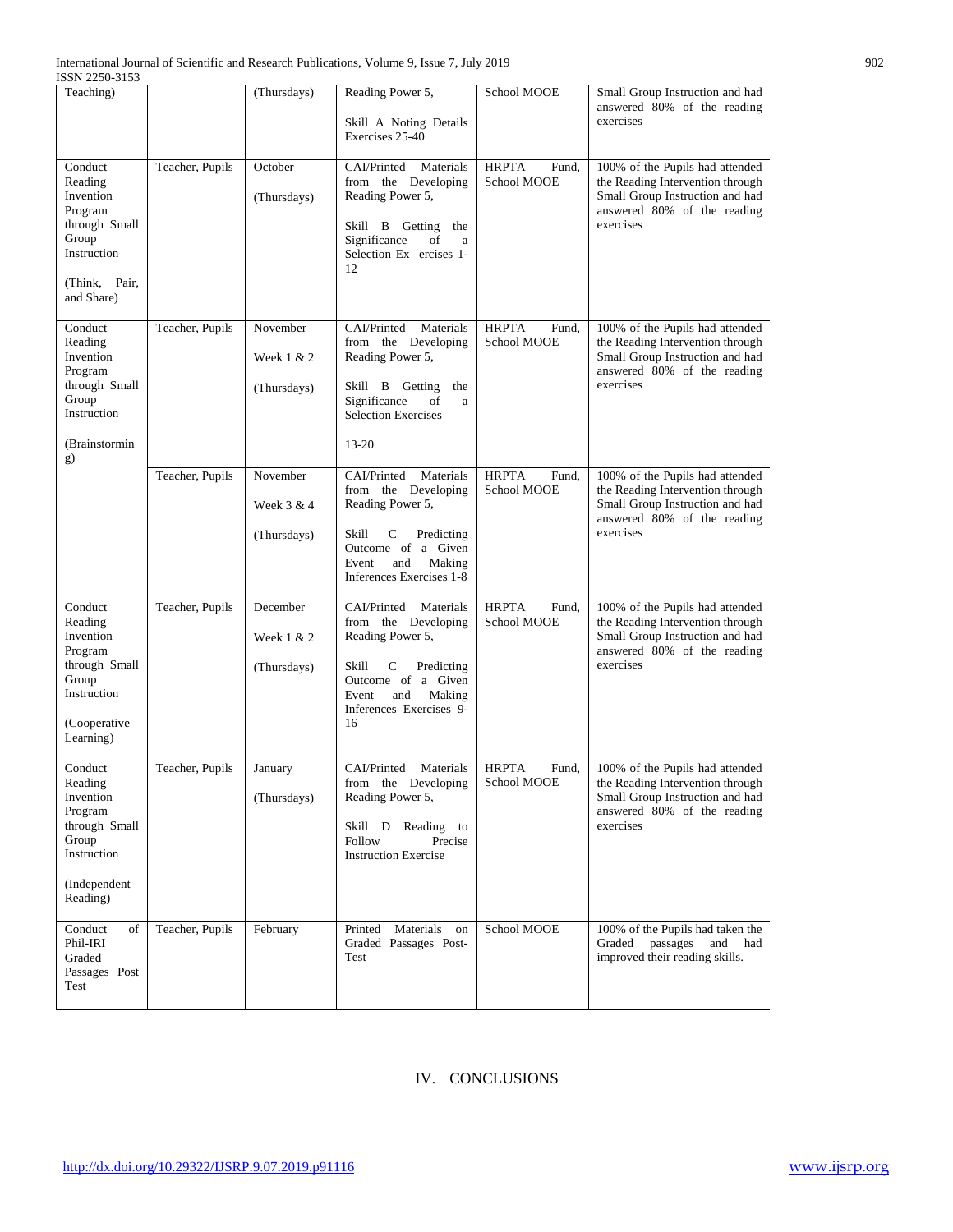| | | | | | |
|---|---|---|---|---|---|
| Teaching) | | (Thursdays) | Reading Power 5, Skill A Noting Details Exercises 25-40 | School MOOE | Small Group Instruction and had answered 80% of the reading exercises |
| Conduct Reading Invention Program through Small Group Instruction (Think, Pair, and Share) | Teacher, Pupils | October (Thursdays) | CAI/Printed Materials from the Developing Reading Power 5, Skill B Getting the Significance of a Selection Ex ercises 1-12 | HRPTA Fund, School MOOE | 100% of the Pupils had attended the Reading Intervention through Small Group Instruction and had answered 80% of the reading exercises |
| Conduct Reading Invention Program through Small Group Instruction (Brainstorming) | Teacher, Pupils | November Week 1 & 2 (Thursdays) | CAI/Printed Materials from the Developing Reading Power 5, Skill B Getting the Significance of a Selection Exercises 13-20 | HRPTA Fund, School MOOE | 100% of the Pupils had attended the Reading Intervention through Small Group Instruction and had answered 80% of the reading exercises |
| | Teacher, Pupils | November Week 3 & 4 (Thursdays) | CAI/Printed Materials from the Developing Reading Power 5, Skill C Predicting Outcome of a Given Event and Making Inferences Exercises 1-8 | HRPTA Fund, School MOOE | 100% of the Pupils had attended the Reading Intervention through Small Group Instruction and had answered 80% of the reading exercises |
| Conduct Reading Invention Program through Small Group Instruction (Cooperative Learning) | Teacher, Pupils | December Week 1 & 2 (Thursdays) | CAI/Printed Materials from the Developing Reading Power 5, Skill C Predicting Outcome of a Given Event and Making Inferences Exercises 9-16 | HRPTA Fund, School MOOE | 100% of the Pupils had attended the Reading Intervention through Small Group Instruction and had answered 80% of the reading exercises |
| Conduct Reading Invention Program through Small Group Instruction (Independent Reading) | Teacher, Pupils | January (Thursdays) | CAI/Printed Materials from the Developing Reading Power 5, Skill D Reading to Follow Precise Instruction Exercise | HRPTA Fund, School MOOE | 100% of the Pupils had attended the Reading Intervention through Small Group Instruction and had answered 80% of the reading exercises |
| Conduct of Phil-IRI Graded Passages Post Test | Teacher, Pupils | February | Printed Materials on Graded Passages Post-Test | School MOOE | 100% of the Pupils had taken the Graded passages and had improved their reading skills. |

# IV. CONCLUSIONS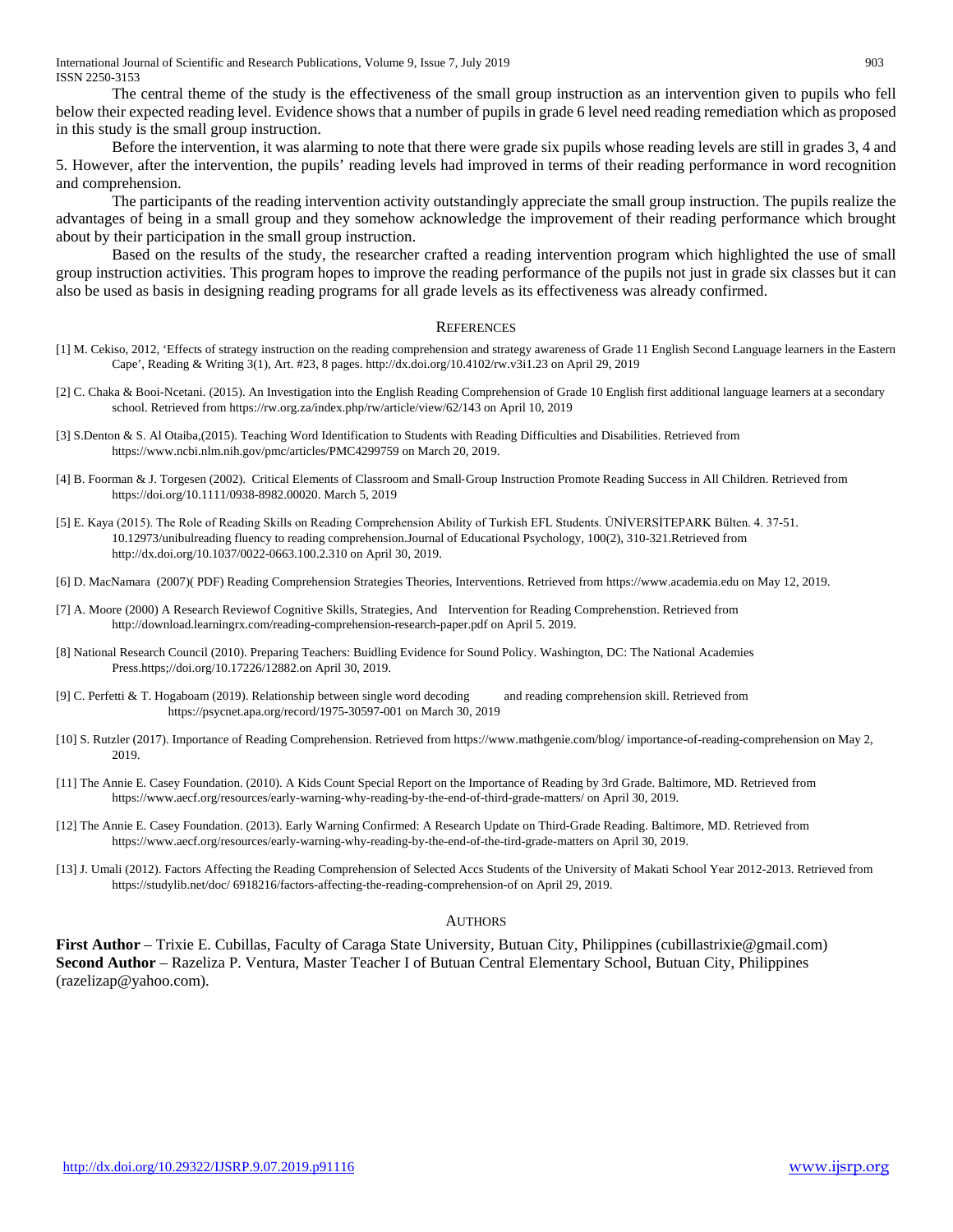The central theme of the study is the effectiveness of the small group instruction as an intervention given to pupils who fell below their expected reading level. Evidence shows that a number of pupils in grade 6 level need reading remediation which as proposed in this study is the small group instruction.

Before the intervention, it was alarming to note that there were grade six pupils whose reading levels are still in grades 3, 4 and 5. However, after the intervention, the pupils' reading levels had improved in terms of their reading performance in word recognition and comprehension.

The participants of the reading intervention activity outstandingly appreciate the small group instruction. The pupils realize the advantages of being in a small group and they somehow acknowledge the improvement of their reading performance which brought about by their participation in the small group instruction.

Based on the results of the study, the researcher crafted a reading intervention program which highlighted the use of small group instruction activities. This program hopes to improve the reading performance of the pupils not just in grade six classes but it can also be used as basis in designing reading programs for all grade levels as its effectiveness was already confirmed.

## REFERENCES

[1] M. Cekiso, 2012, 'Effects of strategy instruction on the reading comprehension and strategy awareness of Grade 11 English Second Language learners in the Eastern Cape', Reading & Writing 3(1), Art. #23, 8 pages. http://dx.doi.org/10.4102/rw.v3i1.23 on April 29, 2019

[2] C. Chaka & Booi-Ncetani. (2015). An Investigation into the English Reading Comprehension of Grade 10 English first additional language learners at a secondary school. Retrieved from https://rw.org.za/index.php/rw/article/view/62/143 on April 10, 2019

[3] S.Denton & S. Al Otaiba,(2015). Teaching Word Identification to Students with Reading Difficulties and Disabilities. Retrieved from https://www.ncbi.nlm.nih.gov/pmc/articles/PMC4299759 on March 20, 2019.

[4] B. Foorman & J. Torgesen (2002). Critical Elements of Classroom and Small-Group Instruction Promote Reading Success in All Children. Retrieved from https://doi.org/10.1111/0938-8982.00020. March 5, 2019

[5] E. Kaya (2015). The Role of Reading Skills on Reading Comprehension Ability of Turkish EFL Students. ÜNİVERSİTEPARK Bülten. 4. 37-51. 10.12973/unibulreading fluency to reading comprehension.Journal of Educational Psychology, 100(2), 310-321.Retrieved from http://dx.doi.org/10.1037/0022-0663.100.2.310 on April 30, 2019.

[6] D. MacNamara (2007)( PDF) Reading Comprehension Strategies Theories, Interventions. Retrieved from https://www.academia.edu on May 12, 2019.

[7] A. Moore (2000) A Research Reviewof Cognitive Skills, Strategies, And Intervention for Reading Comprehenstion. Retrieved from http://download.learningrx.com/reading-comprehension-research-paper.pdf on April 5. 2019.

[8] National Research Council (2010). Preparing Teachers: Buidling Evidence for Sound Policy. Washington, DC: The National Academies Press.https;//doi.org/10.17226/12882.on April 30, 2019.

[9] C. Perfetti & T. Hogaboam (2019). Relationship between single word decoding and reading comprehension skill. Retrieved from https://psycnet.apa.org/record/1975-30597-001 on March 30, 2019

[10] S. Rutzler (2017). Importance of Reading Comprehension. Retrieved from https://www.mathgenie.com/blog/ importance-of-reading-comprehension on May 2, 2019.

[11] The Annie E. Casey Foundation. (2010). A Kids Count Special Report on the Importance of Reading by 3rd Grade. Baltimore, MD. Retrieved from https://www.aecf.org/resources/early-warning-why-reading-by-the-end-of-third-grade-matters/ on April 30, 2019.

[12] The Annie E. Casey Foundation. (2013). Early Warning Confirmed: A Research Update on Third-Grade Reading. Baltimore, MD. Retrieved from https://www.aecf.org/resources/early-warning-why-reading-by-the-end-of-the-tird-grade-matters on April 30, 2019.

[13] J. Umali (2012). Factors Affecting the Reading Comprehension of Selected Accs Students of the University of Makati School Year 2012-2013. Retrieved from https://studylib.net/doc/ 6918216/factors-affecting-the-reading-comprehension-of on April 29, 2019.

## AUTHORS

**First Author** – Trixie E. Cubillas, Faculty of Caraga State University, Butuan City, Philippines (cubillastrixie@gmail.com)
**Second Author** – Razeliza P. Ventura, Master Teacher I of Butuan Central Elementary School, Butuan City, Philippines (razelizap@yahoo.com).